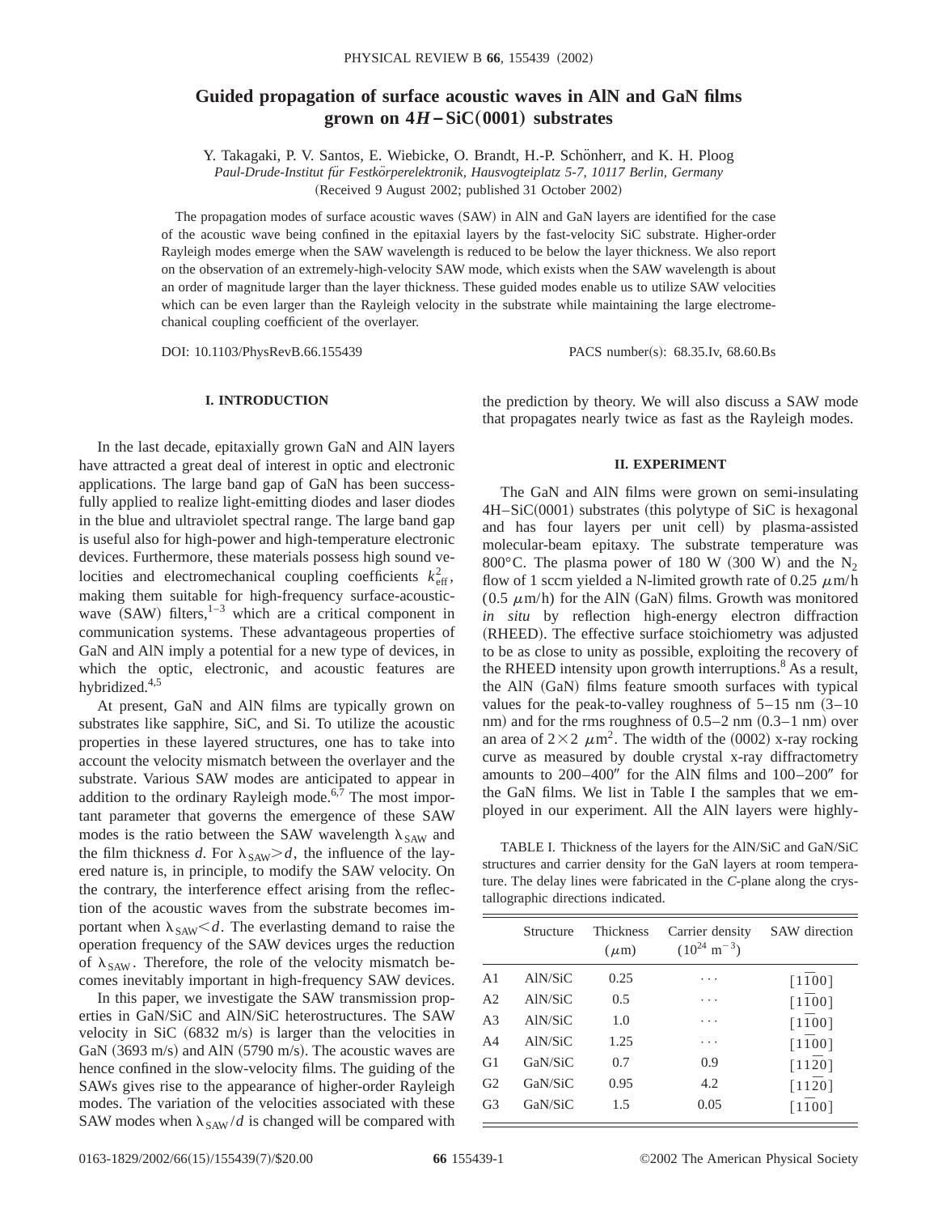# Guided propagation of surface acoustic waves in AlN and GaN films grown on 4*H*–SiC(0001) substrates

Y. Takagaki, P. V. Santos, E. Wiebicke, O. Brandt, H.-P. Schönherr, and K. H. Ploog

*Paul-Drude-Institut für Festkörperelektronik, Hausvogteiplatz 5-7, 10117 Berlin, Germany*

(Received 9 August 2002; published 31 October 2002)

The propagation modes of surface acoustic waves (SAW) in AlN and GaN layers are identified for the case of the acoustic wave being confined in the epitaxial layers by the fast-velocity SiC substrate. Higher-order Rayleigh modes emerge when the SAW wavelength is reduced to be below the layer thickness. We also report on the observation of an extremely-high-velocity SAW mode, which exists when the SAW wavelength is about an order of magnitude larger than the layer thickness. These guided modes enable us to utilize SAW velocities which can be even larger than the Rayleigh velocity in the substrate while maintaining the large electromechanical coupling coefficient of the overlayer.

DOI: 10.1103/PhysRevB.66.155439 PACS number(s): 68.35.Iv, 68.60.Bs

## I. INTRODUCTION

In the last decade, epitaxially grown GaN and AlN layers have attracted a great deal of interest in optic and electronic applications. The large band gap of GaN has been successfully applied to realize light-emitting diodes and laser diodes in the blue and ultraviolet spectral range. The large band gap is useful also for high-power and high-temperature electronic devices. Furthermore, these materials possess high sound velocities and electromechanical coupling coefficients $k_{\mathrm{eff}}^2$, making them suitable for high-frequency surface-acoustic-wave (SAW) filters,[1–3] which are a critical component in communication systems. These advantageous properties of GaN and AlN imply a potential for a new type of devices, in which the optic, electronic, and acoustic features are hybridized.[4,5]

At present, GaN and AlN films are typically grown on substrates like sapphire, SiC, and Si. To utilize the acoustic properties in these layered structures, one has to take into account the velocity mismatch between the overlayer and the substrate. Various SAW modes are anticipated to appear in addition to the ordinary Rayleigh mode.[6,7] The most important parameter that governs the emergence of these SAW modes is the ratio between the SAW wavelength $\lambda_{\mathrm{SAW}}$ and the film thickness $d$. For $\lambda_{\mathrm{SAW}} > d$, the influence of the layered nature is, in principle, to modify the SAW velocity. On the contrary, the interference effect arising from the reflection of the acoustic waves from the substrate becomes important when $\lambda_{\mathrm{SAW}} < d$. The everlasting demand to raise the operation frequency of the SAW devices urges the reduction of $\lambda_{\mathrm{SAW}}$. Therefore, the role of the velocity mismatch becomes inevitably important in high-frequency SAW devices.

In this paper, we investigate the SAW transmission properties in GaN/SiC and AlN/SiC heterostructures. The SAW velocity in SiC (6832 m/s) is larger than the velocities in GaN (3693 m/s) and AlN (5790 m/s). The acoustic waves are hence confined in the slow-velocity films. The guiding of the SAWs gives rise to the appearance of higher-order Rayleigh modes. The variation of the velocities associated with these SAW modes when $\lambda_{\mathrm{SAW}}/d$ is changed will be compared with the prediction by theory. We will also discuss a SAW mode that propagates nearly twice as fast as the Rayleigh modes.

## II. EXPERIMENT

The GaN and AlN films were grown on semi-insulating 4H–SiC(0001) substrates (this polytype of SiC is hexagonal and has four layers per unit cell) by plasma-assisted molecular-beam epitaxy. The substrate temperature was 800°C. The plasma power of 180 W (300 W) and the $N_2$ flow of 1 sccm yielded a N-limited growth rate of 0.25 μm/h (0.5 μm/h) for the AlN (GaN) films. Growth was monitored *in situ* by reflection high-energy electron diffraction (RHEED). The effective surface stoichiometry was adjusted to be as close to unity as possible, exploiting the recovery of the RHEED intensity upon growth interruptions.[8] As a result, the AlN (GaN) films feature smooth surfaces with typical values for the peak-to-valley roughness of 5–15 nm (3–10 nm) and for the rms roughness of 0.5–2 nm (0.3–1 nm) over an area of 2×2 μm². The width of the (0002) x-ray rocking curve as measured by double crystal x-ray diffractometry amounts to 200–400″ for the AlN films and 100–200″ for the GaN films. We list in Table I the samples that we employed in our experiment. All the AlN layers were highly-

TABLE I. Thickness of the layers for the AlN/SiC and GaN/SiC structures and carrier density for the GaN layers at room temperature. The delay lines were fabricated in the *C*-plane along the crystallographic directions indicated.

| | Structure | Thickness (μm) | Carrier density ($10^{24}$ m$^{-3}$) | SAW direction |
|---|---|---|---|---|
| A1 | AlN/SiC | 0.25 | ··· | $[1\bar{1}00]$ |
| A2 | AlN/SiC | 0.5 | ··· | $[1\bar{1}00]$ |
| A3 | AlN/SiC | 1.0 | ··· | $[1\bar{1}00]$ |
| A4 | AlN/SiC | 1.25 | ··· | $[1\bar{1}00]$ |
| G1 | GaN/SiC | 0.7 | 0.9 | $[11\bar{2}0]$ |
| G2 | GaN/SiC | 0.95 | 4.2 | $[11\bar{2}0]$ |
| G3 | GaN/SiC | 1.5 | 0.05 | $[1\bar{1}00]$ |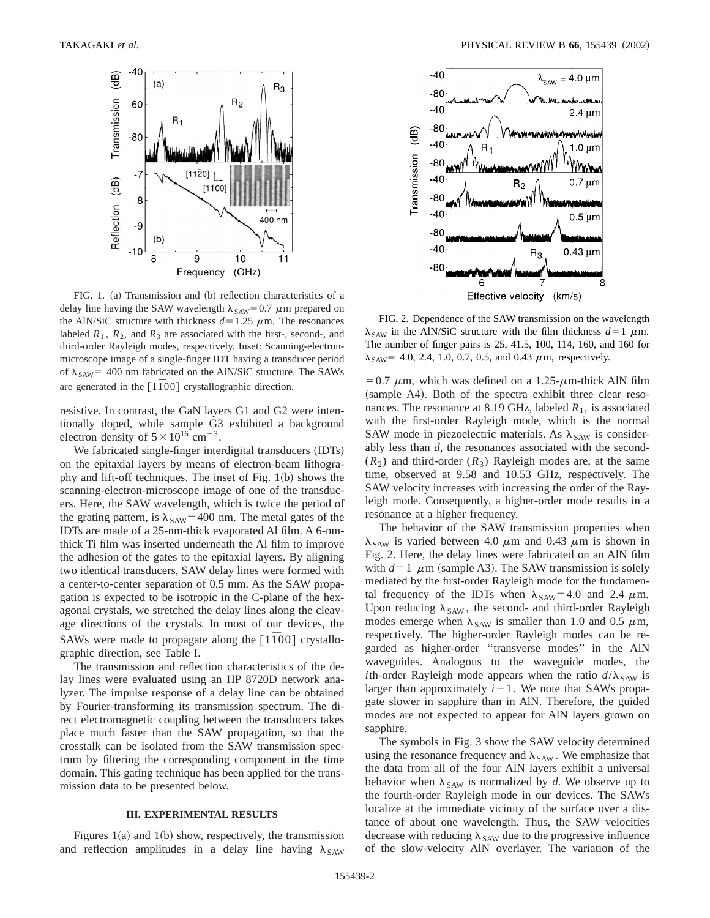FIG. 1. (a) Transmission and (b) reflection characteristics of a delay line having the SAW wavelength $\lambda_{SAW}=0.7$ $\mu$m prepared on the AlN/SiC structure with thickness $d=1.25$ $\mu$m. The resonances labeled $R_1$, $R_2$, and $R_3$ are associated with the first-, second-, and third-order Rayleigh modes, respectively. Inset: Scanning-electron-microscope image of a single-finger IDT having a transducer period of $\lambda_{SAW}=$ 400 nm fabricated on the AlN/SiC structure. The SAWs are generated in the $[1\bar{1}00]$ crystallographic direction.

resistive. In contrast, the GaN layers G1 and G2 were intentionally doped, while sample G3 exhibited a background electron density of $5\times10^{16}$ cm$^{-3}$.

We fabricated single-finger interdigital transducers (IDTs) on the epitaxial layers by means of electron-beam lithography and lift-off techniques. The inset of Fig. 1(b) shows the scanning-electron-microscope image of one of the transducers. Here, the SAW wavelength, which is twice the period of the grating pattern, is $\lambda_{SAW}=400$ nm. The metal gates of the IDTs are made of a 25-nm-thick evaporated Al film. A 6-nm-thick Ti film was inserted underneath the Al film to improve the adhesion of the gates to the epitaxial layers. By aligning two identical transducers, SAW delay lines were formed with a center-to-center separation of 0.5 mm. As the SAW propagation is expected to be isotropic in the C-plane of the hexagonal crystals, we stretched the delay lines along the cleavage directions of the crystals. In most of our devices, the SAWs were made to propagate along the $[1\bar{1}00]$ crystallographic direction, see Table I.

The transmission and reflection characteristics of the delay lines were evaluated using an HP 8720D network analyzer. The impulse response of a delay line can be obtained by Fourier-transforming its transmission spectrum. The direct electromagnetic coupling between the transducers takes place much faster than the SAW propagation, so that the crosstalk can be isolated from the SAW transmission spectrum by filtering the corresponding component in the time domain. This gating technique has been applied for the transmission data to be presented below.

### III. EXPERIMENTAL RESULTS

Figures 1(a) and 1(b) show, respectively, the transmission and reflection amplitudes in a delay line having $\lambda_{SAW}=0.7$ $\mu$m, which was defined on a 1.25-$\mu$m-thick AlN film (sample A4). Both of the spectra exhibit three clear resonances. The resonance at 8.19 GHz, labeled $R_1$, is associated with the first-order Rayleigh mode, which is the normal SAW mode in piezoelectric materials. As $\lambda_{SAW}$ is considerably less than $d$, the resonances associated with the second- ($R_2$) and third-order ($R_3$) Rayleigh modes are, at the same time, observed at 9.58 and 10.53 GHz, respectively. The SAW velocity increases with increasing the order of the Rayleigh mode. Consequently, a higher-order mode results in a resonance at a higher frequency.

FIG. 2. Dependence of the SAW transmission on the wavelength $\lambda_{SAW}$ in the AlN/SiC structure with the film thickness $d=1$ $\mu$m. The number of finger pairs is 25, 41.5, 100, 114, 160, and 160 for $\lambda_{SAW}=$ 4.0, 2.4, 1.0, 0.7, 0.5, and 0.43 $\mu$m, respectively.

The behavior of the SAW transmission properties when $\lambda_{SAW}$ is varied between 4.0 $\mu$m and 0.43 $\mu$m is shown in Fig. 2. Here, the delay lines were fabricated on an AlN film with $d=1$ $\mu$m (sample A3). The SAW transmission is solely mediated by the first-order Rayleigh mode for the fundamental frequency of the IDTs when $\lambda_{SAW}=4.0$ and 2.4 $\mu$m. Upon reducing $\lambda_{SAW}$, the second- and third-order Rayleigh modes emerge when $\lambda_{SAW}$ is smaller than 1.0 and 0.5 $\mu$m, respectively. The higher-order Rayleigh modes can be regarded as higher-order "transverse modes" in the AlN waveguides. Analogous to the waveguide modes, the $i$th-order Rayleigh mode appears when the ratio $d/\lambda_{SAW}$ is larger than approximately $i-1$. We note that SAWs propagate slower in sapphire than in AlN. Therefore, the guided modes are not expected to appear for AlN layers grown on sapphire.

The symbols in Fig. 3 show the SAW velocity determined using the resonance frequency and $\lambda_{SAW}$. We emphasize that the data from all of the four AlN layers exhibit a universal behavior when $\lambda_{SAW}$ is normalized by $d$. We observe up to the fourth-order Rayleigh mode in our devices. The SAWs localize at the immediate vicinity of the surface over a distance of about one wavelength. Thus, the SAW velocities decrease with reducing $\lambda_{SAW}$ due to the progressive influence of the slow-velocity AlN overlayer. The variation of the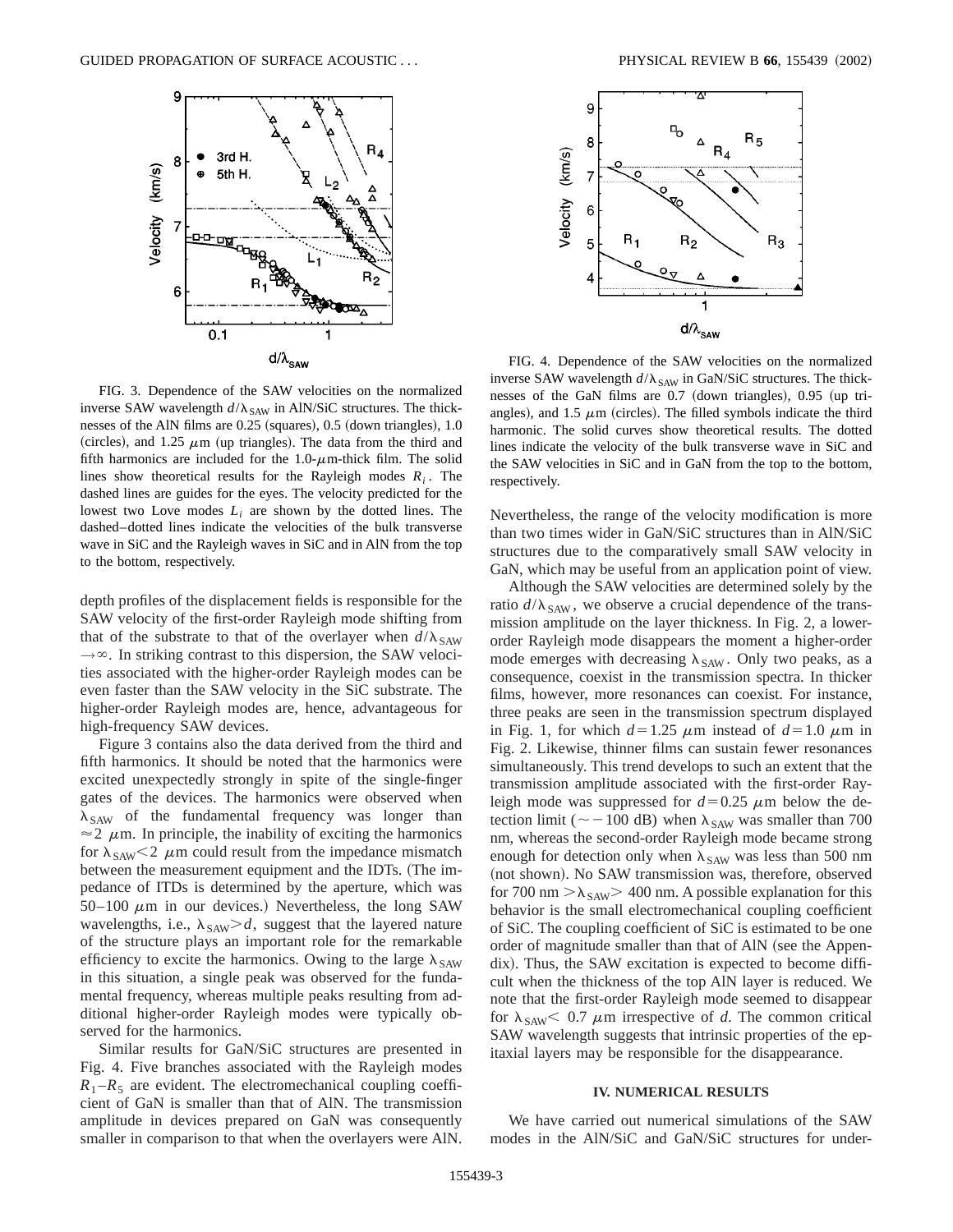FIG. 3. Dependence of the SAW velocities on the normalized inverse SAW wavelength $d/\lambda_{\mathrm{SAW}}$ in AlN/SiC structures. The thicknesses of the AlN films are 0.25 (squares), 0.5 (down triangles), 1.0 (circles), and 1.25 $\mu$m (up triangles). The data from the third and fifth harmonics are included for the 1.0-$\mu$m-thick film. The solid lines show theoretical results for the Rayleigh modes $R_i$. The dashed lines are guides for the eyes. The velocity predicted for the lowest two Love modes $L_i$ are shown by the dotted lines. The dashed–dotted lines indicate the velocities of the bulk transverse wave in SiC and the Rayleigh waves in SiC and in AlN from the top to the bottom, respectively.

FIG. 4. Dependence of the SAW velocities on the normalized inverse SAW wavelength $d/\lambda_{\mathrm{SAW}}$ in GaN/SiC structures. The thicknesses of the GaN films are 0.7 (down triangles), 0.95 (up triangles), and 1.5 $\mu$m (circles). The filled symbols indicate the third harmonic. The solid curves show theoretical results. The dotted lines indicate the velocity of the bulk transverse wave in SiC and the SAW velocities in SiC and in GaN from the top to the bottom, respectively.

depth profiles of the displacement fields is responsible for the SAW velocity of the first-order Rayleigh mode shifting from that of the substrate to that of the overlayer when $d/\lambda_{\mathrm{SAW}} \rightarrow \infty$. In striking contrast to this dispersion, the SAW velocities associated with the higher-order Rayleigh modes can be even faster than the SAW velocity in the SiC substrate. The higher-order Rayleigh modes are, hence, advantageous for high-frequency SAW devices.

Figure 3 contains also the data derived from the third and fifth harmonics. It should be noted that the harmonics were excited unexpectedly strongly in spite of the single-finger gates of the devices. The harmonics were observed when $\lambda_{\mathrm{SAW}}$ of the fundamental frequency was longer than $\approx 2$ $\mu$m. In principle, the inability of exciting the harmonics for $\lambda_{\mathrm{SAW}} < 2$ $\mu$m could result from the impedance mismatch between the measurement equipment and the IDTs. (The impedance of ITDs is determined by the aperture, which was 50–100 $\mu$m in our devices.) Nevertheless, the long SAW wavelengths, i.e., $\lambda_{\mathrm{SAW}} > d$, suggest that the layered nature of the structure plays an important role for the remarkable efficiency to excite the harmonics. Owing to the large $\lambda_{\mathrm{SAW}}$ in this situation, a single peak was observed for the fundamental frequency, whereas multiple peaks resulting from additional higher-order Rayleigh modes were typically observed for the harmonics.

Similar results for GaN/SiC structures are presented in Fig. 4. Five branches associated with the Rayleigh modes $R_1$–$R_5$ are evident. The electromechanical coupling coefficient of GaN is smaller than that of AlN. The transmission amplitude in devices prepared on GaN was consequently smaller in comparison to that when the overlayers were AlN. Nevertheless, the range of the velocity modification is more than two times wider in GaN/SiC structures than in AlN/SiC structures due to the comparatively small SAW velocity in GaN, which may be useful from an application point of view.

Although the SAW velocities are determined solely by the ratio $d/\lambda_{\mathrm{SAW}}$, we observe a crucial dependence of the transmission amplitude on the layer thickness. In Fig. 2, a lower-order Rayleigh mode disappears the moment a higher-order mode emerges with decreasing $\lambda_{\mathrm{SAW}}$. Only two peaks, as a consequence, coexist in the transmission spectra. In thicker films, however, more resonances can coexist. For instance, three peaks are seen in the transmission spectrum displayed in Fig. 1, for which $d = 1.25$ $\mu$m instead of $d = 1.0$ $\mu$m in Fig. 2. Likewise, thinner films can sustain fewer resonances simultaneously. This trend develops to such an extent that the transmission amplitude associated with the first-order Rayleigh mode was suppressed for $d = 0.25$ $\mu$m below the detection limit ($\sim -100$ dB) when $\lambda_{\mathrm{SAW}}$ was smaller than 700 nm, whereas the second-order Rayleigh mode became strong enough for detection only when $\lambda_{\mathrm{SAW}}$ was less than 500 nm (not shown). No SAW transmission was, therefore, observed for 700 nm $> \lambda_{\mathrm{SAW}} >$ 400 nm. A possible explanation for this behavior is the small electromechanical coupling coefficient of SiC. The coupling coefficient of SiC is estimated to be one order of magnitude smaller than that of AlN (see the Appendix). Thus, the SAW excitation is expected to become difficult when the thickness of the top AlN layer is reduced. We note that the first-order Rayleigh mode seemed to disappear for $\lambda_{\mathrm{SAW}} < 0.7$ $\mu$m irrespective of $d$. The common critical SAW wavelength suggests that intrinsic properties of the epitaxial layers may be responsible for the disappearance.

## IV. NUMERICAL RESULTS

We have carried out numerical simulations of the SAW modes in the AlN/SiC and GaN/SiC structures for under-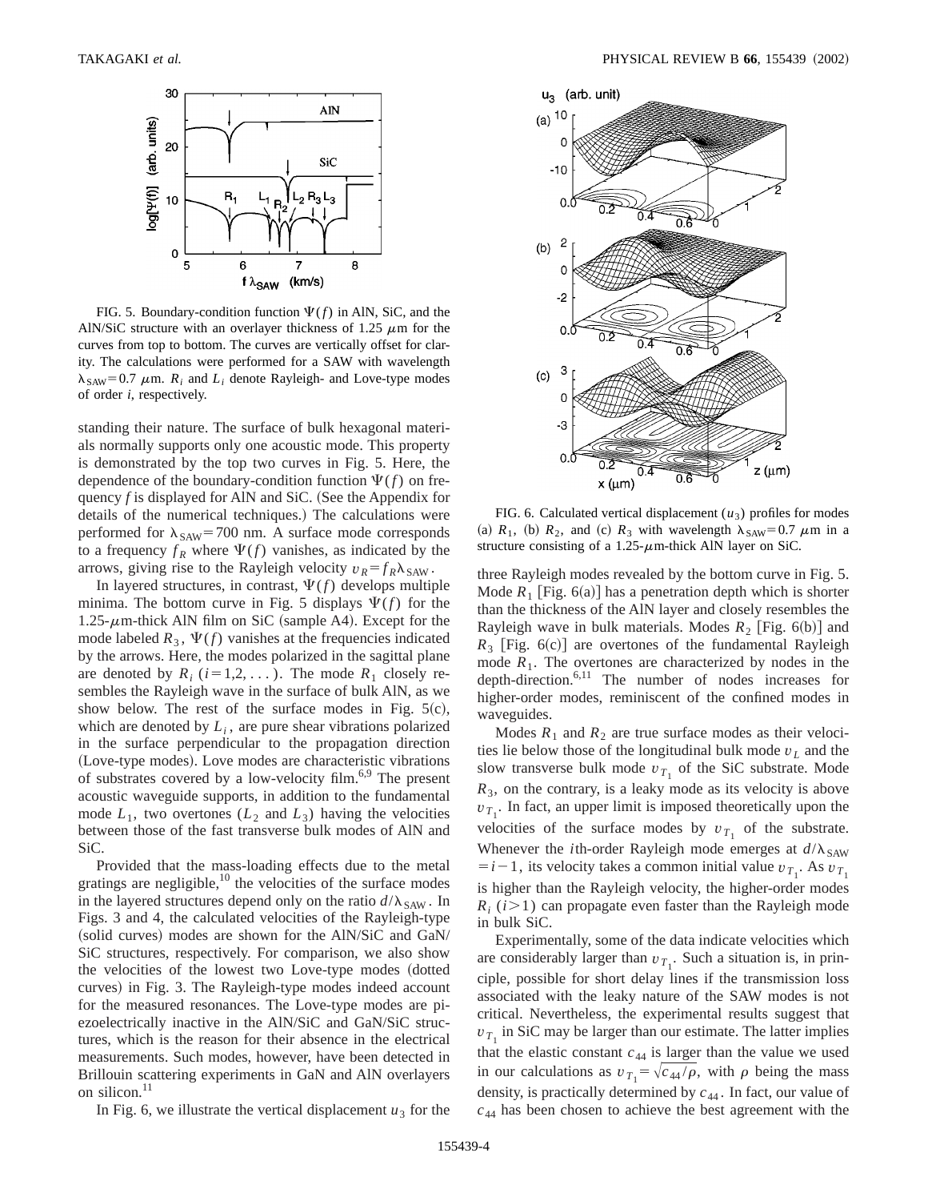FIG. 5. Boundary-condition function $\Psi(f)$ in AlN, SiC, and the AlN/SiC structure with an overlayer thickness of 1.25 $\mu$m for the curves from top to bottom. The curves are vertically offset for clarity. The calculations were performed for a SAW with wavelength $\lambda_{\rm SAW}=0.7$ $\mu$m. $R_i$ and $L_i$ denote Rayleigh- and Love-type modes of order $i$, respectively.

standing their nature. The surface of bulk hexagonal materials normally supports only one acoustic mode. This property is demonstrated by the top two curves in Fig. 5. Here, the dependence of the boundary-condition function $\Psi(f)$ on frequency $f$ is displayed for AlN and SiC. (See the Appendix for details of the numerical techniques.) The calculations were performed for $\lambda_{\rm SAW}=700$ nm. A surface mode corresponds to a frequency $f_R$ where $\Psi(f)$ vanishes, as indicated by the arrows, giving rise to the Rayleigh velocity $v_R=f_R\lambda_{\rm SAW}$.

In layered structures, in contrast, $\Psi(f)$ develops multiple minima. The bottom curve in Fig. 5 displays $\Psi(f)$ for the 1.25-$\mu$m-thick AlN film on SiC (sample A4). Except for the mode labeled $R_3$, $\Psi(f)$ vanishes at the frequencies indicated by the arrows. Here, the modes polarized in the sagittal plane are denoted by $R_i$ ($i=1,2,\ldots$). The mode $R_1$ closely resembles the Rayleigh wave in the surface of bulk AlN, as we show below. The rest of the surface modes in Fig. 5(c), which are denoted by $L_i$, are pure shear vibrations polarized in the surface perpendicular to the propagation direction (Love-type modes). Love modes are characteristic vibrations of substrates covered by a low-velocity film.[6,9] The present acoustic waveguide supports, in addition to the fundamental mode $L_1$, two overtones ($L_2$ and $L_3$) having the velocities between those of the fast transverse bulk modes of AlN and SiC.

Provided that the mass-loading effects due to the metal gratings are negligible,[10] the velocities of the surface modes in the layered structures depend only on the ratio $d/\lambda_{\rm SAW}$. In Figs. 3 and 4, the calculated velocities of the Rayleigh-type (solid curves) modes are shown for the AlN/SiC and GaN/SiC structures, respectively. For comparison, we also show the velocities of the lowest two Love-type modes (dotted curves) in Fig. 3. The Rayleigh-type modes indeed account for the measured resonances. The Love-type modes are piezoelectrically inactive in the AlN/SiC and GaN/SiC structures, which is the reason for their absence in the electrical measurements. Such modes, however, have been detected in Brillouin scattering experiments in GaN and AlN overlayers on silicon.[11]

In Fig. 6, we illustrate the vertical displacement $u_3$ for the three Rayleigh modes revealed by the bottom curve in Fig. 5. Mode $R_1$ [Fig. 6(a)] has a penetration depth which is shorter than the thickness of the AlN layer and closely resembles the Rayleigh wave in bulk materials. Modes $R_2$ [Fig. 6(b)] and $R_3$ [Fig. 6(c)] are overtones of the fundamental Rayleigh mode $R_1$. The overtones are characterized by nodes in the depth-direction.[6,11] The number of nodes increases for higher-order modes, reminiscent of the confined modes in waveguides.

FIG. 6. Calculated vertical displacement ($u_3$) profiles for modes (a) $R_1$, (b) $R_2$, and (c) $R_3$ with wavelength $\lambda_{\rm SAW}=0.7$ $\mu$m in a structure consisting of a 1.25-$\mu$m-thick AlN layer on SiC.

Modes $R_1$ and $R_2$ are true surface modes as their velocities lie below those of the longitudinal bulk mode $v_L$ and the slow transverse bulk mode $v_{T_1}$ of the SiC substrate. Mode $R_3$, on the contrary, is a leaky mode as its velocity is above $v_{T_1}$. In fact, an upper limit is imposed theoretically upon the velocities of the surface modes by $v_{T_1}$ of the substrate. Whenever the $i$th-order Rayleigh mode emerges at $d/\lambda_{\rm SAW}=i-1$, its velocity takes a common initial value $v_{T_1}$. As $v_{T_1}$ is higher than the Rayleigh velocity, the higher-order modes $R_i$ ($i>1$) can propagate even faster than the Rayleigh mode in bulk SiC.

Experimentally, some of the data indicate velocities which are considerably larger than $v_{T_1}$. Such a situation is, in principle, possible for short delay lines if the transmission loss associated with the leaky nature of the SAW modes is not critical. Nevertheless, the experimental results suggest that $v_{T_1}$ in SiC may be larger than our estimate. The latter implies that the elastic constant $c_{44}$ is larger than the value we used in our calculations as $v_{T_1}=\sqrt{c_{44}/\rho}$, with $\rho$ being the mass density, is practically determined by $c_{44}$. In fact, our value of $c_{44}$ has been chosen to achieve the best agreement with the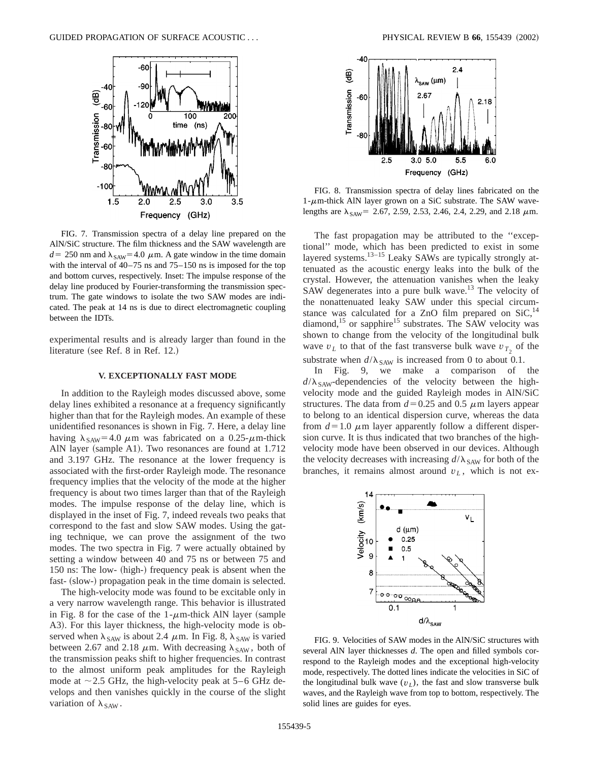FIG. 7. Transmission spectra of a delay line prepared on the AlN/SiC structure. The film thickness and the SAW wavelength are $d = 250$ nm and $\lambda_{SAW} = 4.0$ $\mu$m. A gate window in the time domain with the interval of 40–75 ns and 75–150 ns is imposed for the top and bottom curves, respectively. Inset: The impulse response of the delay line produced by Fourier-transforming the transmission spectrum. The gate windows to isolate the two SAW modes are indicated. The peak at 14 ns is due to direct electromagnetic coupling between the IDTs.

experimental results and is already larger than found in the literature (see Ref. 8 in Ref. 12.)

## V. EXCEPTIONALLY FAST MODE

In addition to the Rayleigh modes discussed above, some delay lines exhibited a resonance at a frequency significantly higher than that for the Rayleigh modes. An example of these unidentified resonances is shown in Fig. 7. Here, a delay line having $\lambda_{SAW} = 4.0$ $\mu$m was fabricated on a 0.25-$\mu$m-thick AlN layer (sample A1). Two resonances are found at 1.712 and 3.197 GHz. The resonance at the lower frequency is associated with the first-order Rayleigh mode. The resonance frequency implies that the velocity of the mode at the higher frequency is about two times larger than that of the Rayleigh modes. The impulse response of the delay line, which is displayed in the inset of Fig. 7, indeed reveals two peaks that correspond to the fast and slow SAW modes. Using the gating technique, we can prove the assignment of the two modes. The two spectra in Fig. 7 were actually obtained by setting a window between 40 and 75 ns or between 75 and 150 ns: The low- (high-) frequency peak is absent when the fast- (slow-) propagation peak in the time domain is selected.

The high-velocity mode was found to be excitable only in a very narrow wavelength range. This behavior is illustrated in Fig. 8 for the case of the 1-$\mu$m-thick AlN layer (sample A3). For this layer thickness, the high-velocity mode is observed when $\lambda_{SAW}$ is about 2.4 $\mu$m. In Fig. 8, $\lambda_{SAW}$ is varied between 2.67 and 2.18 $\mu$m. With decreasing $\lambda_{SAW}$, both of the transmission peaks shift to higher frequencies. In contrast to the almost uniform peak amplitudes for the Rayleigh mode at $\sim$2.5 GHz, the high-velocity peak at 5–6 GHz develops and then vanishes quickly in the course of the slight variation of $\lambda_{SAW}$.

FIG. 8. Transmission spectra of delay lines fabricated on the 1-$\mu$m-thick AlN layer grown on a SiC substrate. The SAW wavelengths are $\lambda_{SAW}$= 2.67, 2.59, 2.53, 2.46, 2.4, 2.29, and 2.18 $\mu$m.

The fast propagation may be attributed to the "exceptional" mode, which has been predicted to exist in some layered systems.[13–15] Leaky SAWs are typically strongly attenuated as the acoustic energy leaks into the bulk of the crystal. However, the attenuation vanishes when the leaky SAW degenerates into a pure bulk wave.[13] The velocity of the nonattenuated leaky SAW under this special circumstance was calculated for a ZnO film prepared on SiC,[14] diamond,[15] or sapphire[15] substrates. The SAW velocity was shown to change from the velocity of the longitudinal bulk wave $v_L$ to that of the fast transverse bulk wave $v_{T_2}$ of the substrate when $d/\lambda_{SAW}$ is increased from 0 to about 0.1.

In Fig. 9, we make a comparison of the $d/\lambda_{SAW}$-dependencies of the velocity between the high-velocity mode and the guided Rayleigh modes in AlN/SiC structures. The data from $d = 0.25$ and 0.5 $\mu$m layers appear to belong to an identical dispersion curve, whereas the data from $d = 1.0$ $\mu$m layer apparently follow a different dispersion curve. It is thus indicated that two branches of the high-velocity mode have been observed in our devices. Although the velocity decreases with increasing $d/\lambda_{SAW}$ for both of the branches, it remains almost around $v_L$, which is not ex-

FIG. 9. Velocities of SAW modes in the AlN/SiC structures with several AlN layer thicknesses $d$. The open and filled symbols correspond to the Rayleigh modes and the exceptional high-velocity mode, respectively. The dotted lines indicate the velocities in SiC of the longitudinal bulk wave ($v_L$), the fast and slow transverse bulk waves, and the Rayleigh wave from top to bottom, respectively. The solid lines are guides for eyes.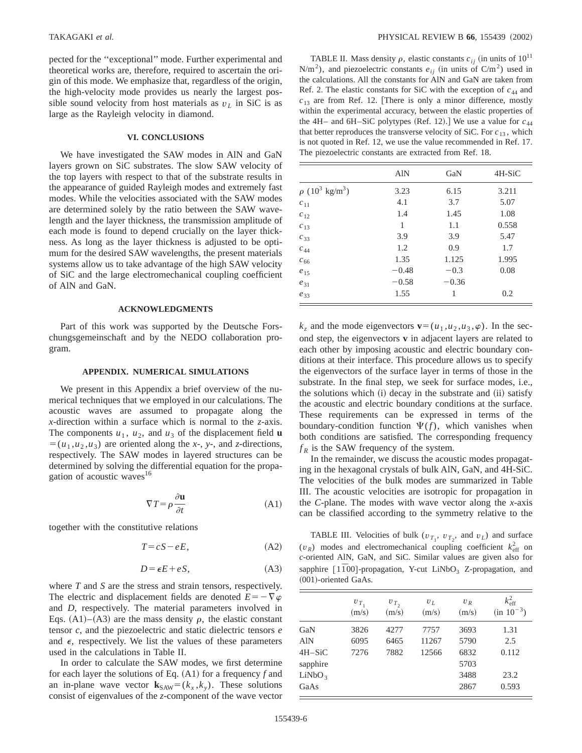pected for the "exceptional" mode. Further experimental and theoretical works are, therefore, required to ascertain the origin of this mode. We emphasize that, regardless of the origin, the high-velocity mode provides us nearly the largest possible sound velocity from host materials as $v_L$ in SiC is as large as the Rayleigh velocity in diamond.

## VI. CONCLUSIONS

We have investigated the SAW modes in AlN and GaN layers grown on SiC substrates. The slow SAW velocity of the top layers with respect to that of the substrate results in the appearance of guided Rayleigh modes and extremely fast modes. While the velocities associated with the SAW modes are determined solely by the ratio between the SAW wavelength and the layer thickness, the transmission amplitude of each mode is found to depend crucially on the layer thickness. As long as the layer thickness is adjusted to be optimum for the desired SAW wavelengths, the present materials systems allow us to take advantage of the high SAW velocity of SiC and the large electromechanical coupling coefficient of AlN and GaN.

## ACKNOWLEDGMENTS

Part of this work was supported by the Deutsche Forschungsgemeinschaft and by the NEDO collaboration program.

## APPENDIX. NUMERICAL SIMULATIONS

We present in this Appendix a brief overview of the numerical techniques that we employed in our calculations. The acoustic waves are assumed to propagate along the *x*-direction within a surface which is normal to the *z*-axis. The components $u_1$, $u_2$, and $u_3$ of the displacement field $\mathbf{u} = (u_1, u_2, u_3)$ are oriented along the *x*-, *y*-, and *z*-directions, respectively. The SAW modes in layered structures can be determined by solving the differential equation for the propagation of acoustic waves[16]

$$\nabla T = \rho \frac{\partial \mathbf{u}}{\partial t} \tag{A1}$$

together with the constitutive relations

$$T = cS - eE, \tag{A2}$$

$$D = \epsilon E + eS, \tag{A3}$$

where $T$ and $S$ are the stress and strain tensors, respectively. The electric and displacement fields are denoted $E = -\nabla\varphi$ and $D$, respectively. The material parameters involved in Eqs. (A1)–(A3) are the mass density $\rho$, the elastic constant tensor $c$, and the piezoelectric and static dielectric tensors $e$ and $\epsilon$, respectively. We list the values of these parameters used in the calculations in Table II.

In order to calculate the SAW modes, we first determine for each layer the solutions of Eq. (A1) for a frequency $f$ and an in-plane wave vector $\mathbf{k}_{\mathrm{SAW}} = (k_x, k_y)$. These solutions consist of eigenvalues of the *z*-component of the wave vector $k_z$ and the mode eigenvectors $\mathbf{v} = (u_1, u_2, u_3, \varphi)$. In the second step, the eigenvectors $\mathbf{v}$ in adjacent layers are related to each other by imposing acoustic and electric boundary conditions at their interface. This procedure allows us to specify the eigenvectors of the surface layer in terms of those in the substrate. In the final step, we seek for surface modes, i.e., the solutions which (i) decay in the substrate and (ii) satisfy the acoustic and electric boundary conditions at the surface. These requirements can be expressed in terms of the boundary-condition function $\Psi(f)$, which vanishes when both conditions are satisfied. The corresponding frequency $f_R$ is the SAW frequency of the system.

In the remainder, we discuss the acoustic modes propagating in the hexagonal crystals of bulk AlN, GaN, and 4H-SiC. The velocities of the bulk modes are summarized in Table III. The acoustic velocities are isotropic for propagation in the *C*-plane. The modes with wave vector along the *x*-axis can be classified according to the symmetry relative to the

TABLE II. Mass density $\rho$, elastic constants $c_{ij}$ (in units of $10^{11}$ N/m$^2$), and piezoelectric constants $e_{ij}$ (in units of C/m$^2$) used in the calculations. All the constants for AlN and GaN are taken from Ref. 2. The elastic constants for SiC with the exception of $c_{44}$ and $c_{13}$ are from Ref. 12. [There is only a minor difference, mostly within the experimental accuracy, between the elastic properties of the 4H– and 6H–SiC polytypes (Ref. 12).] We use a value for $c_{44}$ that better reproduces the transverse velocity of SiC. For $c_{13}$, which is not quoted in Ref. 12, we use the value recommended in Ref. 17. The piezoelectric constants are extracted from Ref. 18.

| | AlN | GaN | 4H-SiC |
|---|---|---|---|
| $\rho$ ($10^3$ kg/m$^3$) | 3.23 | 6.15 | 3.211 |
| $c_{11}$ | 4.1 | 3.7 | 5.07 |
| $c_{12}$ | 1.4 | 1.45 | 1.08 |
| $c_{13}$ | 1 | 1.1 | 0.558 |
| $c_{33}$ | 3.9 | 3.9 | 5.47 |
| $c_{44}$ | 1.2 | 0.9 | 1.7 |
| $c_{66}$ | 1.35 | 1.125 | 1.995 |
| $e_{15}$ | −0.48 | −0.3 | 0.08 |
| $e_{31}$ | −0.58 | −0.36 | |
| $e_{33}$ | 1.55 | 1 | 0.2 |

TABLE III. Velocities of bulk ($v_{T_1}$, $v_{T_2}$, and $v_L$) and surface ($v_R$) modes and electromechanical coupling coefficient $k^2_{\mathrm{eff}}$ on *c*-oriented AlN, GaN, and SiC. Similar values are given also for sapphire $[1\bar{1}00]$-propagation, Y-cut $LiNbO_3$ Z-propagation, and (001)-oriented GaAs.

| | $v_{T_1}$ (m/s) | $v_{T_2}$ (m/s) | $v_L$ (m/s) | $v_R$ (m/s) | $k^2_{\mathrm{eff}}$ (in $10^{-3}$) |
|---|---|---|---|---|---|
| GaN | 3826 | 4277 | 7757 | 3693 | 1.31 |
| AlN | 6095 | 6465 | 11267 | 5790 | 2.5 |
| 4H–SiC | 7276 | 7882 | 12566 | 6832 | 0.112 |
| sapphire | | | | 5703 | |
| $LiNbO_3$ | | | | 3488 | 23.2 |
| GaAs | | | | 2867 | 0.593 |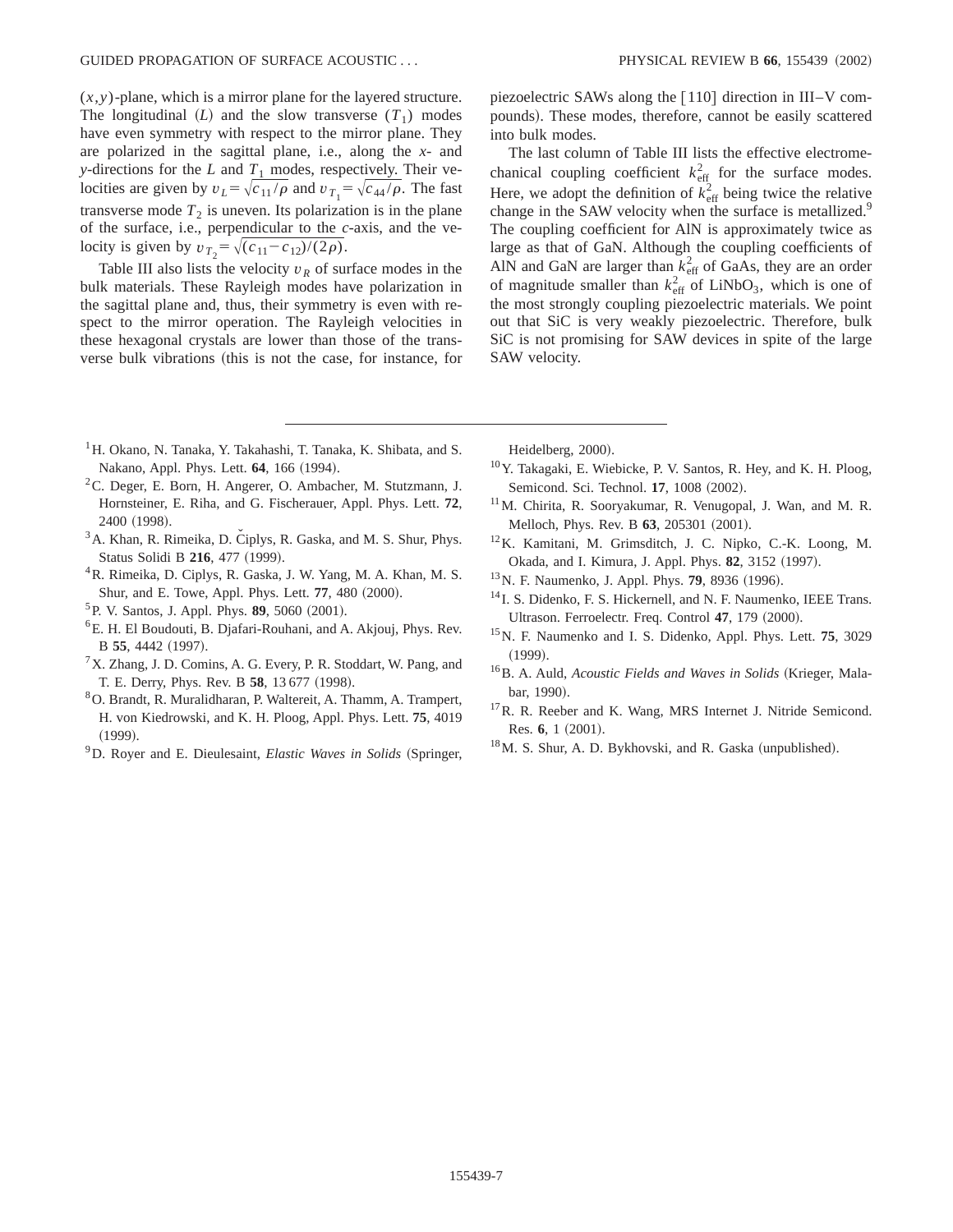$(x,y)$-plane, which is a mirror plane for the layered structure. The longitudinal $(L)$ and the slow transverse $(T_1)$ modes have even symmetry with respect to the mirror plane. They are polarized in the sagittal plane, i.e., along the $x$- and $y$-directions for the $L$ and $T_1$ modes, respectively. Their velocities are given by $v_L = \sqrt{c_{11}/\rho}$ and $v_{T_1} = \sqrt{c_{44}/\rho}$. The fast transverse mode $T_2$ is uneven. Its polarization is in the plane of the surface, i.e., perpendicular to the $c$-axis, and the velocity is given by $v_{T_2} = \sqrt{(c_{11}-c_{12})/(2\rho)}$.

Table III also lists the velocity $v_R$ of surface modes in the bulk materials. These Rayleigh modes have polarization in the sagittal plane and, thus, their symmetry is even with respect to the mirror operation. The Rayleigh velocities in these hexagonal crystals are lower than those of the transverse bulk vibrations (this is not the case, for instance, for piezoelectric SAWs along the [110] direction in III–V compounds). These modes, therefore, cannot be easily scattered into bulk modes.

The last column of Table III lists the effective electromechanical coupling coefficient $k^2_{\mathrm{eff}}$ for the surface modes. Here, we adopt the definition of $k^2_{\mathrm{eff}}$ being twice the relative change in the SAW velocity when the surface is metallized.[9] The coupling coefficient for AlN is approximately twice as large as that of GaN. Although the coupling coefficients of AlN and GaN are larger than $k^2_{\mathrm{eff}}$ of GaAs, they are an order of magnitude smaller than $k^2_{\mathrm{eff}}$ of $LiNbO_3$, which is one of the most strongly coupling piezoelectric materials. We point out that SiC is very weakly piezoelectric. Therefore, bulk SiC is not promising for SAW devices in spite of the large SAW velocity.

---

[1] H. Okano, N. Tanaka, Y. Takahashi, T. Tanaka, K. Shibata, and S. Nakano, Appl. Phys. Lett. **64**, 166 (1994).

[2] C. Deger, E. Born, H. Angerer, O. Ambacher, M. Stutzmann, J. Hornsteiner, E. Riha, and G. Fischerauer, Appl. Phys. Lett. **72**, 2400 (1998).

[3] A. Khan, R. Rimeika, D. Čiplys, R. Gaska, and M. S. Shur, Phys. Status Solidi B **216**, 477 (1999).

[4] R. Rimeika, D. Ciplys, R. Gaska, J. W. Yang, M. A. Khan, M. S. Shur, and E. Towe, Appl. Phys. Lett. **77**, 480 (2000).

[5] P. V. Santos, J. Appl. Phys. **89**, 5060 (2001).

[6] E. H. El Boudouti, B. Djafari-Rouhani, and A. Akjouj, Phys. Rev. B **55**, 4442 (1997).

[7] X. Zhang, J. D. Comins, A. G. Every, P. R. Stoddart, W. Pang, and T. E. Derry, Phys. Rev. B **58**, 13 677 (1998).

[8] O. Brandt, R. Muralidharan, P. Waltereit, A. Thamm, A. Trampert, H. von Kiedrowski, and K. H. Ploog, Appl. Phys. Lett. **75**, 4019 (1999).

[9] D. Royer and E. Dieulesaint, *Elastic Waves in Solids* (Springer, Heidelberg, 2000).

[10] Y. Takagaki, E. Wiebicke, P. V. Santos, R. Hey, and K. H. Ploog, Semicond. Sci. Technol. **17**, 1008 (2002).

[11] M. Chirita, R. Sooryakumar, R. Venugopal, J. Wan, and M. R. Melloch, Phys. Rev. B **63**, 205301 (2001).

[12] K. Kamitani, M. Grimsditch, J. C. Nipko, C.-K. Loong, M. Okada, and I. Kimura, J. Appl. Phys. **82**, 3152 (1997).

[13] N. F. Naumenko, J. Appl. Phys. **79**, 8936 (1996).

[14] I. S. Didenko, F. S. Hickernell, and N. F. Naumenko, IEEE Trans. Ultrason. Ferroelectr. Freq. Control **47**, 179 (2000).

[15] N. F. Naumenko and I. S. Didenko, Appl. Phys. Lett. **75**, 3029 (1999).

[16] B. A. Auld, *Acoustic Fields and Waves in Solids* (Krieger, Malabar, 1990).

[17] R. R. Reeber and K. Wang, MRS Internet J. Nitride Semicond. Res. **6**, 1 (2001).

[18] M. S. Shur, A. D. Bykhovski, and R. Gaska (unpublished).